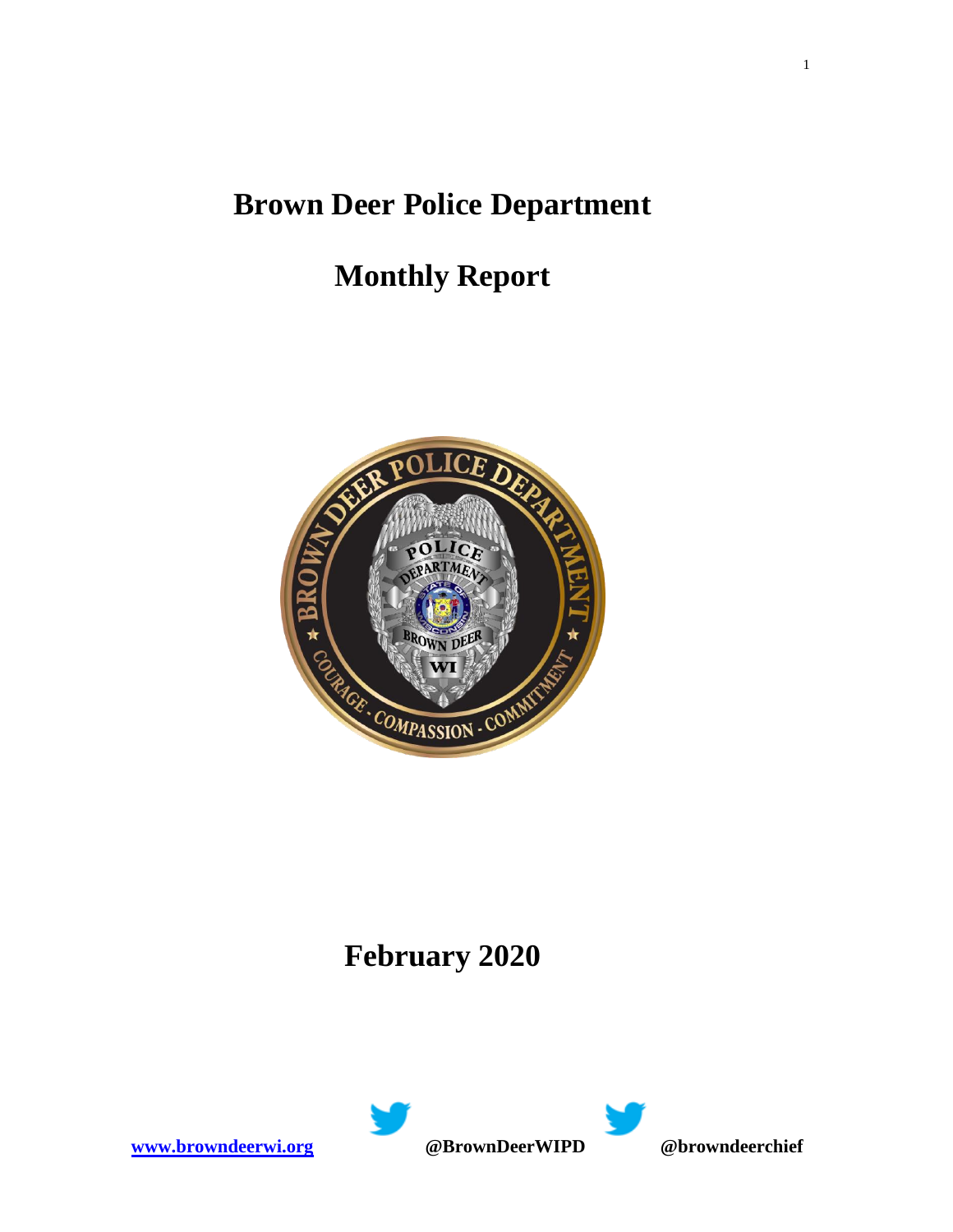# Brown Deer Police Department

# Monthly Report

# February 2020

[www.browndeerwi.org](http://www.browndeerwi.org) **@BrownDeerWIPD** **@browndeerchief**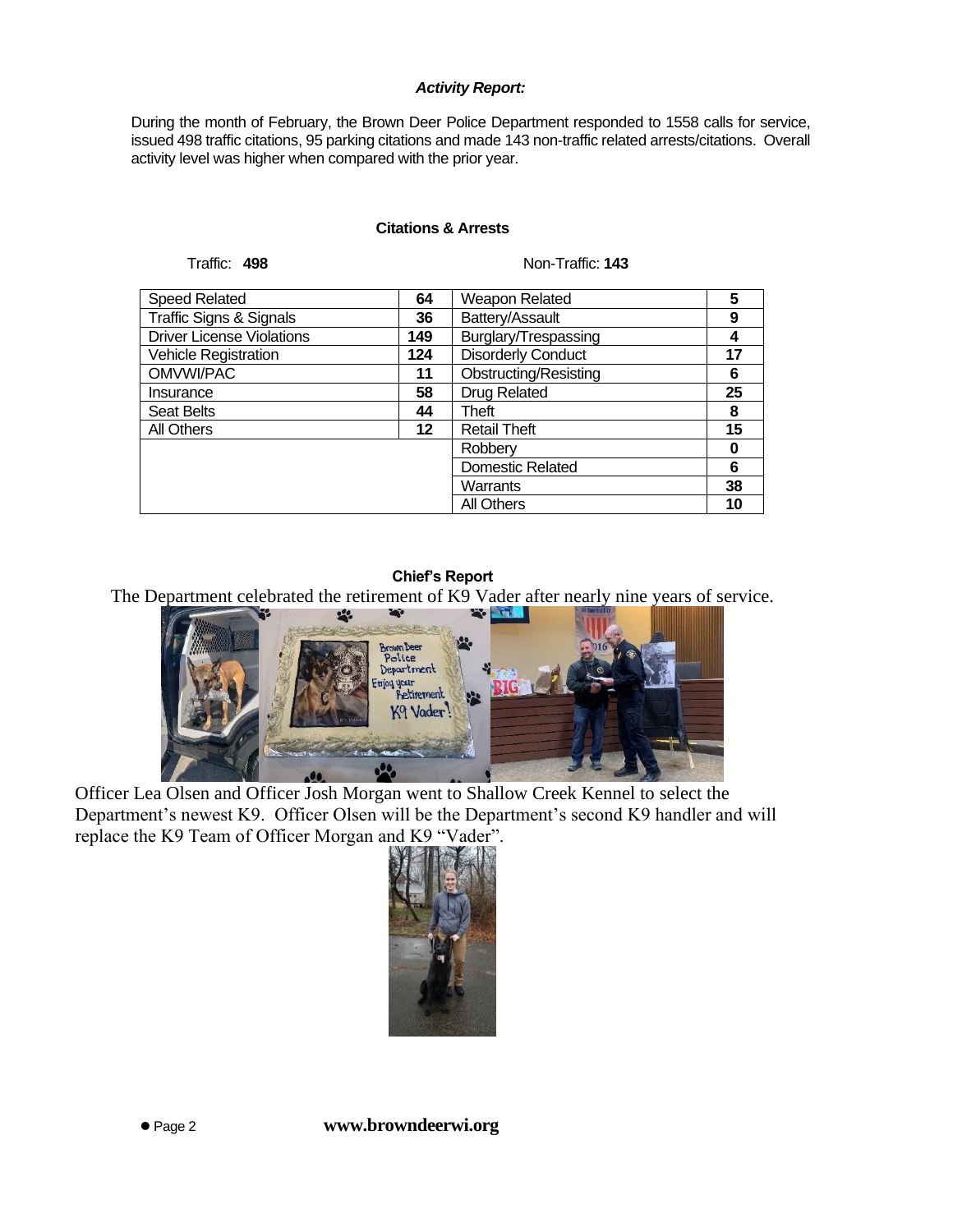### *Activity Report:*

During the month of February, the Brown Deer Police Department responded to 1558 calls for service, issued 498 traffic citations, 95 parking citations and made 143 non-traffic related arrests/citations. Overall activity level was higher when compared with the prior year.

#### Citations & Arrests

Traffic: **498** | Non-Traffic: **143**

| Traffic | | Non-Traffic | |
|---|---|---|---|
| Speed Related | **64** | Weapon Related | **5** |
| Traffic Signs & Signals | **36** | Battery/Assault | **9** |
| Driver License Violations | **149** | Burglary/Trespassing | **4** |
| Vehicle Registration | **124** | Disorderly Conduct | **17** |
| OMVWI/PAC | **11** | Obstructing/Resisting | **6** |
| Insurance | **58** | Drug Related | **25** |
| Seat Belts | **44** | Theft | **8** |
| All Others | **12** | Retail Theft | **15** |
| | | Robbery | **0** |
| | | Domestic Related | **6** |
| | | Warrants | **38** |
| | | All Others | **10** |

#### Chief's Report

The Department celebrated the retirement of K9 Vader after nearly nine years of service.

Officer Lea Olsen and Officer Josh Morgan went to Shallow Creek Kennel to select the Department's newest K9. Officer Olsen will be the Department's second K9 handler and will replace the K9 Team of Officer Morgan and K9 "Vader".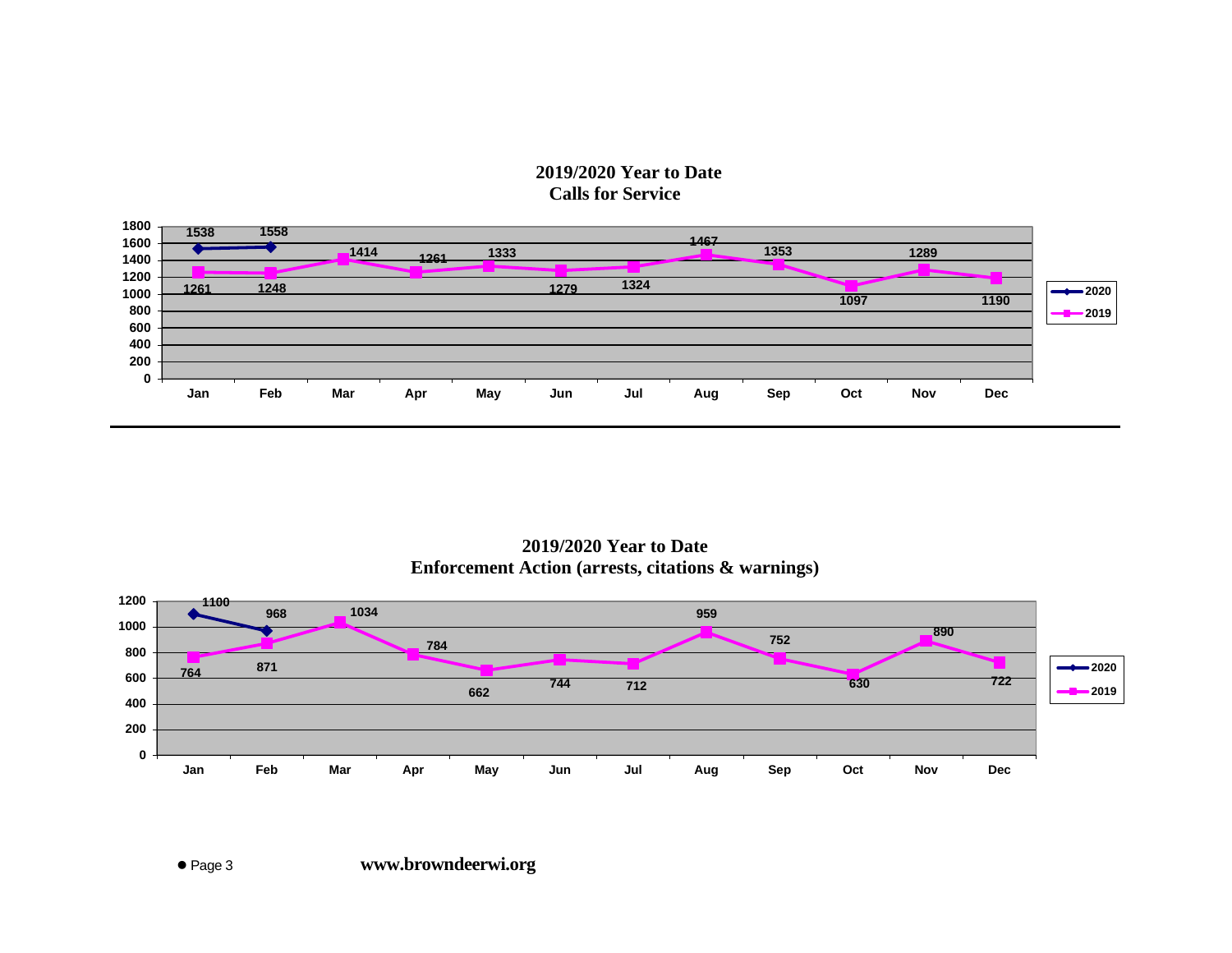## 2019/2020 Year to Date
## Calls for Service

| | Jan | Feb | Mar | Apr | May | Jun | Jul | Aug | Sep | Oct | Nov | Dec |
|---|---|---|---|---|---|---|---|---|---|---|---|---|
| 2020 | 1538 | 1558 | | | | | | | | | | |
| 2019 | 1261 | 1248 | 1414 | 1261 | 1333 | 1279 | 1324 | 1467 | 1353 | 1097 | 1289 | 1190 |

## 2019/2020 Year to Date
## Enforcement Action (arrests, citations & warnings)

| | Jan | Feb | Mar | Apr | May | Jun | Jul | Aug | Sep | Oct | Nov | Dec |
|---|---|---|---|---|---|---|---|---|---|---|---|---|
| 2020 | 1100 | 968 | | | | | | | | | | |
| 2019 | 764 | 871 | 1034 | 784 | 662 | 744 | 712 | 959 | 752 | 630 | 890 | 722 |

www.browndeerwi.org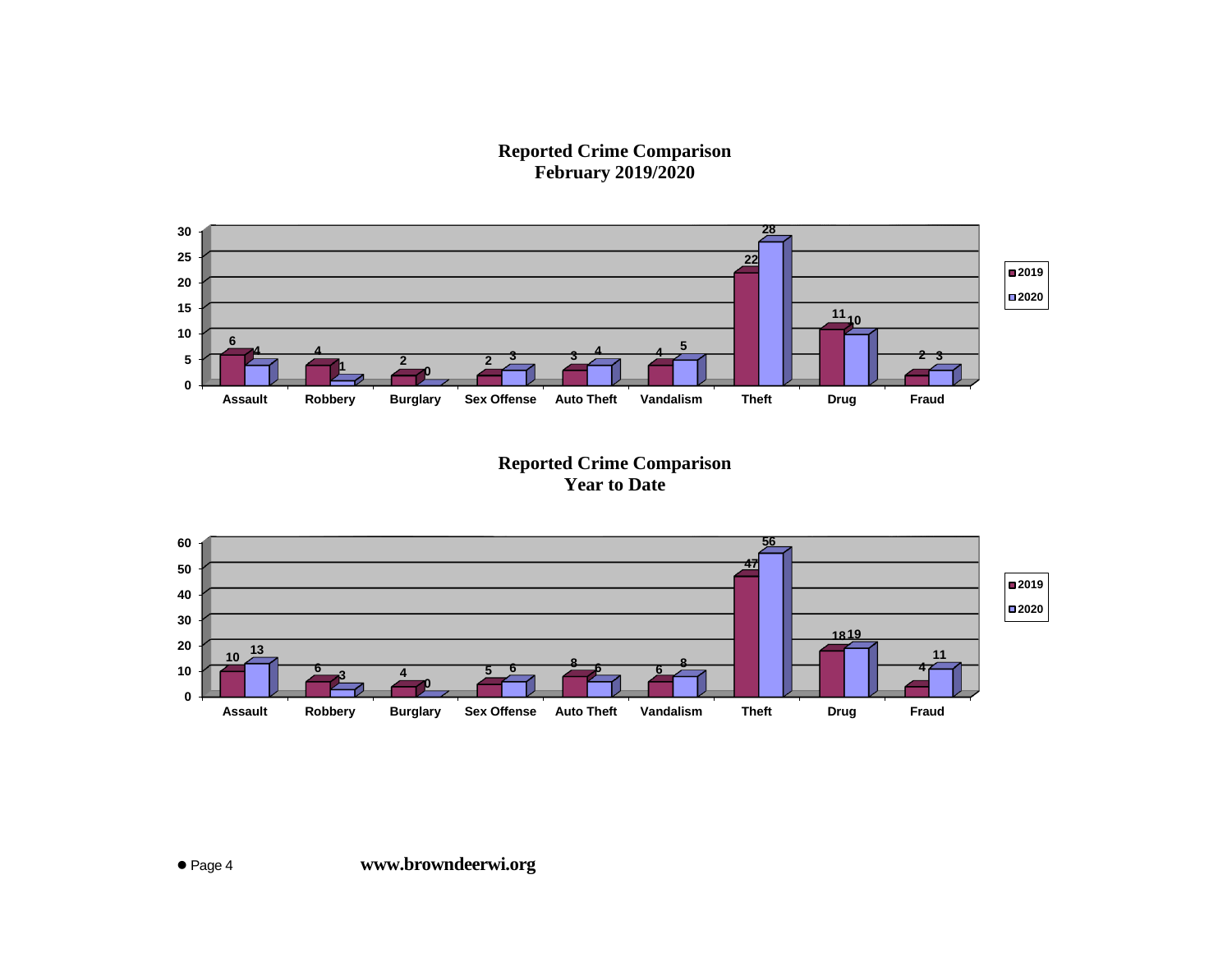## Reported Crime Comparison
## February 2019/2020

| | Assault | Robbery | Burglary | Sex Offense | Auto Theft | Vandalism | Theft | Drug | Fraud |
|---|---|---|---|---|---|---|---|---|---|
| 2019 | 6 | 4 | 2 | 2 | 3 | 4 | 22 | 11 | 2 |
| 2020 | 4 | 1 | 0 | 3 | 4 | 5 | 28 | 10 | 3 |

## Reported Crime Comparison
## Year to Date

| | Assault | Robbery | Burglary | Sex Offense | Auto Theft | Vandalism | Theft | Drug | Fraud |
|---|---|---|---|---|---|---|---|---|---|
| 2019 | 10 | 6 | 4 | 5 | 8 | 6 | 47 | 18 | 4 |
| 2020 | 13 | 3 | 0 | 6 | 6 | 8 | 56 | 19 | 11 |

**www.browndeerwi.org**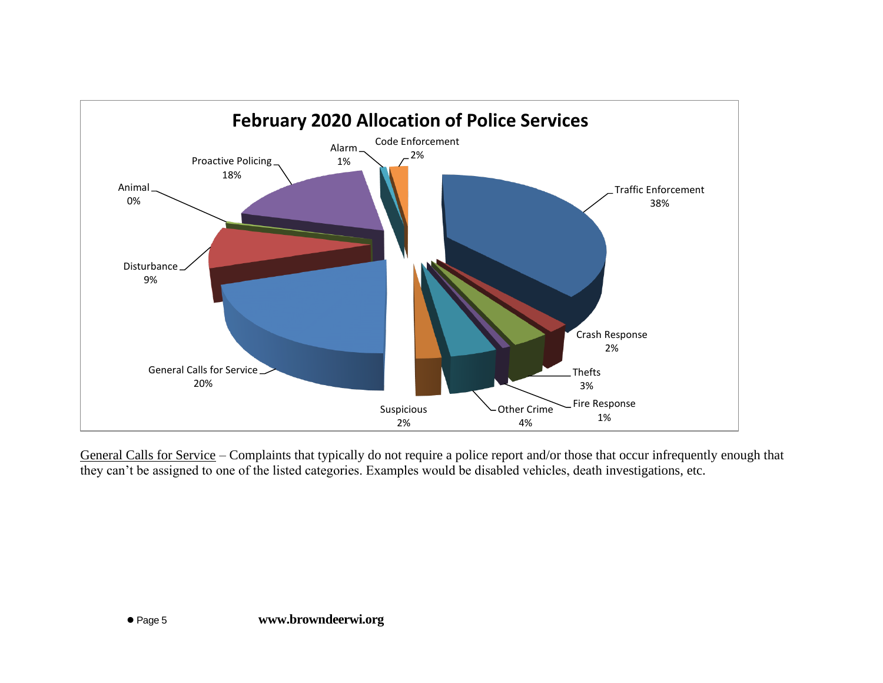**February 2020 Allocation of Police Services**

| Category | Percentage |
| --- | --- |
| Traffic Enforcement | 38% |
| Crash Response | 2% |
| Thefts | 3% |
| Fire Response | 1% |
| Other Crime | 4% |
| Suspicious | 2% |
| General Calls for Service | 20% |
| Disturbance | 9% |
| Animal | 0% |
| Proactive Policing | 18% |
| Alarm | 1% |
| Code Enforcement | 2% |

General Calls for Service – Complaints that typically do not require a police report and/or those that occur infrequently enough that they can't be assigned to one of the listed categories. Examples would be disabled vehicles, death investigations, etc.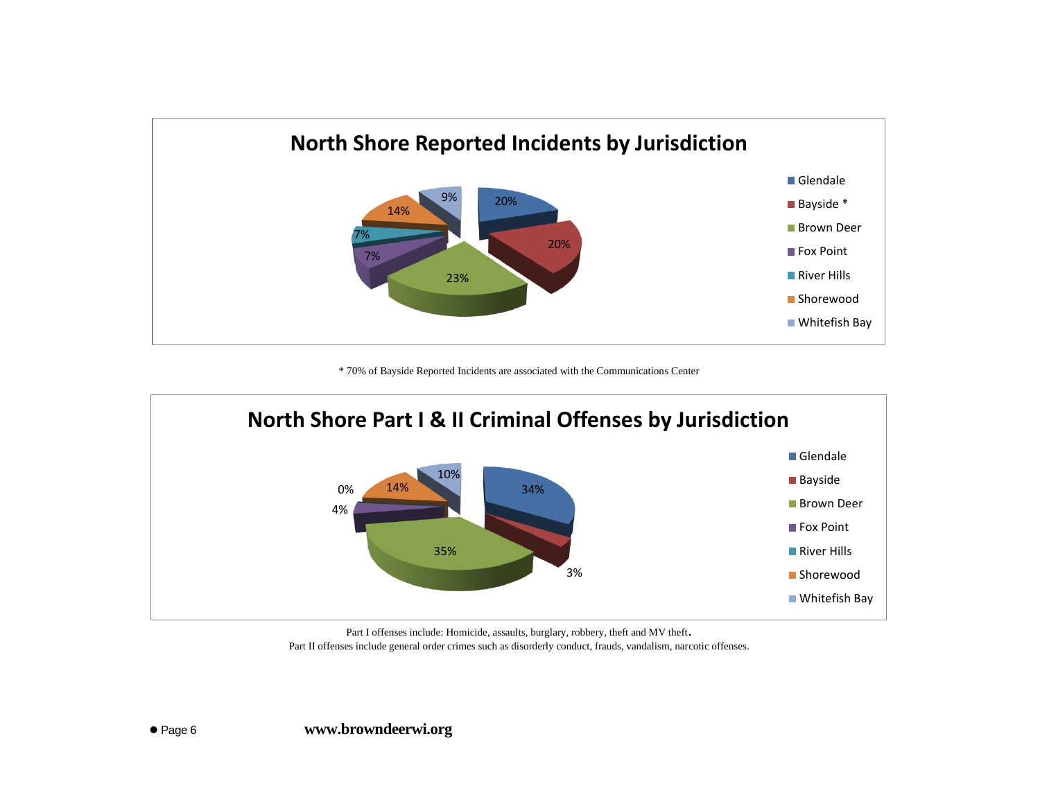## North Shore Reported Incidents by Jurisdiction

| Jurisdiction | Percentage |
|---|---|
| Glendale | 20% |
| Bayside * | 20% |
| Brown Deer | 23% |
| Fox Point | 7% |
| River Hills | 7% |
| Shorewood | 14% |
| Whitefish Bay | 9% |

\* 70% of Bayside Reported Incidents are associated with the Communications Center

## North Shore Part I & II Criminal Offenses by Jurisdiction

| Jurisdiction | Percentage |
|---|---|
| Glendale | 34% |
| Bayside | 3% |
| Brown Deer | 35% |
| Fox Point | 4% |
| River Hills | 0% |
| Shorewood | 14% |
| Whitefish Bay | 10% |

Part I offenses include: Homicide, assaults, burglary, robbery, theft and MV theft.
Part II offenses include general order crimes such as disorderly conduct, frauds, vandalism, narcotic offenses.

**www.browndeerwi.org**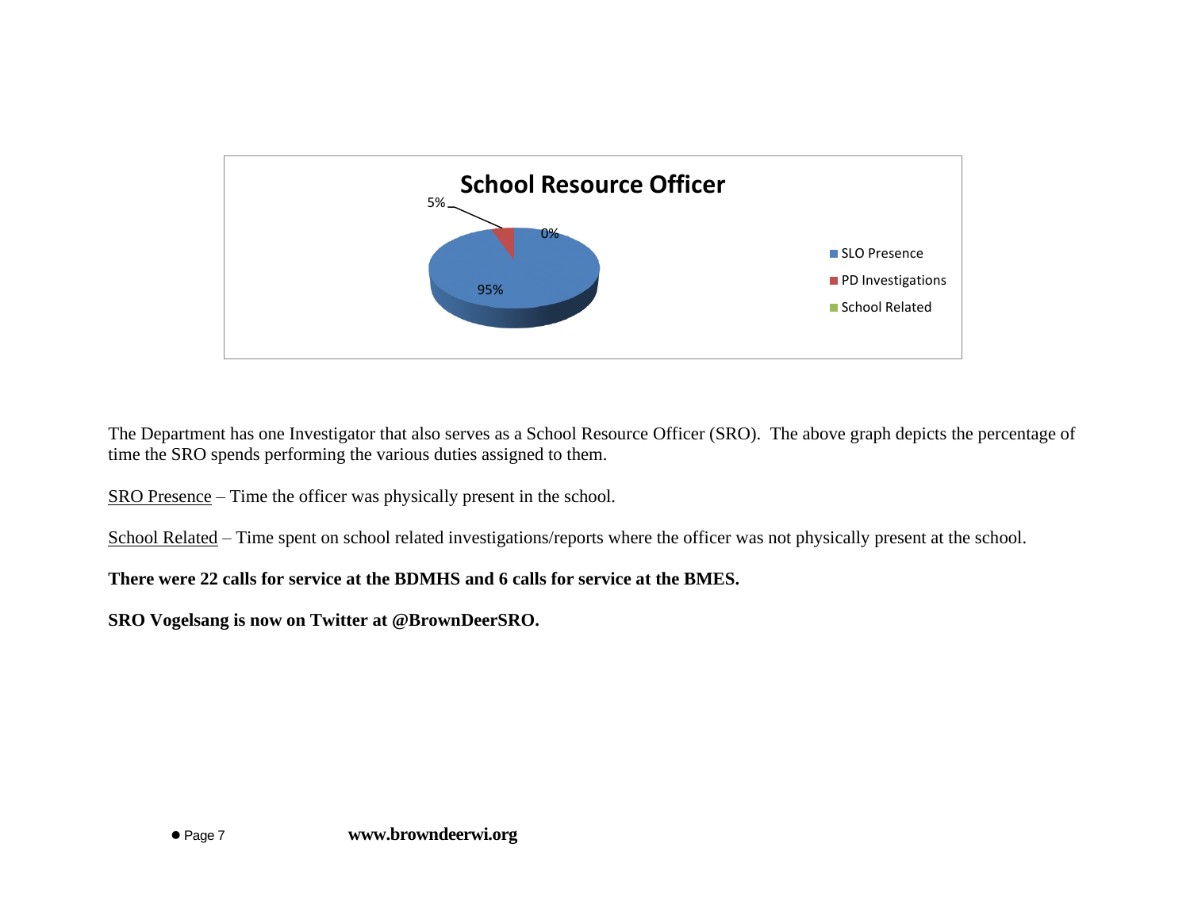School Resource Officer

5%

0%

95%

SLO Presence

PD Investigations

School Related

The Department has one Investigator that also serves as a School Resource Officer (SRO). The above graph depicts the percentage of time the SRO spends performing the various duties assigned to them.

SRO Presence – Time the officer was physically present in the school.

School Related – Time spent on school related investigations/reports where the officer was not physically present at the school.

**There were 22 calls for service at the BDMHS and 6 calls for service at the BMES.**

**SRO Vogelsang is now on Twitter at @BrownDeerSRO.**